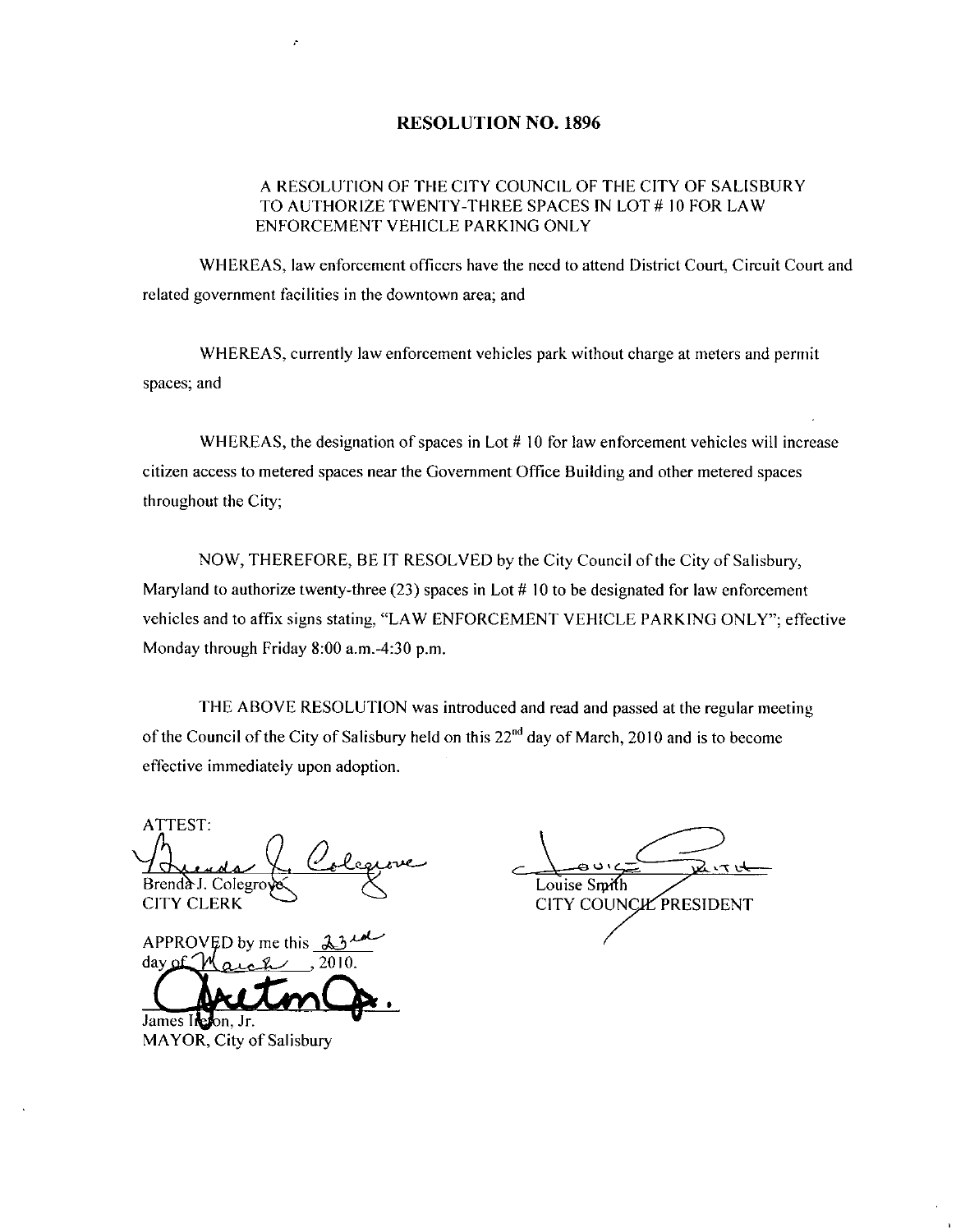# RESOLUTION NO. 1896

A RESOLUTION OF THE CITY COUNCIL OF THE CITY OF SALISBURY TO AUTHORIZE TWENTY-THREE SPACES IN LOT # 10 FOR LAW ENFORCEMENT VEHICLE PARKING ONLY

WHEREAS, law enforcement officers have the need to attend District Court, Circuit Court and related government facilities in the downtown area; and

WHEREAS, currently law enforcement vehicles park without charge at meters and permit spaces; and

WHEREAS, the designation of spaces in Lot # 10 for law enforcement vehicles will increase citizen access to metered spaces near the Government Office Building and other metered spaces throughout the City;

NOW, THEREFORE, BE IT RESOLVED by the City Council of the City of Salisbury, Maryland to authorize twenty-three (23) spaces in Lot # 10 to be designated for law enforcement vehicles and to affix signs stating, "LAW ENFORCEMENT VEHICLE PARKING ONLY"; effective Monday through Friday 8:00 a.m.-4:30 p.m.

THE ABOVE RESOLUTION was introduced and read and passed at the regular meeting of the Council of the City of Salisbury held on this 22nd day of March, 2010 and is to become effective immediately upon adoption.

ATTEST:

Brenda J. Colegrove
CITY CLERK

Louise Smith
CITY COUNCIL PRESIDENT

APPROVED by me this 23rd day of March, 2010.

James Ireton, Jr.
MAYOR, City of Salisbury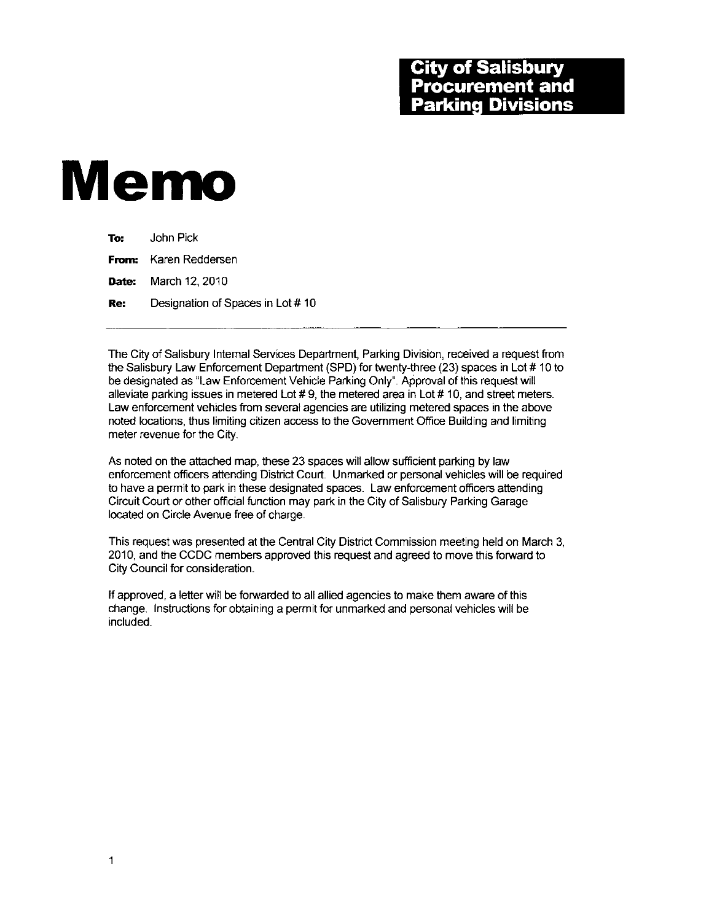**City of Salisbury**
**Procurement and**
**Parking Divisions**

# Memo

**To:** John Pick

**From:** Karen Reddersen

**Date:** March 12, 2010

**Re:** Designation of Spaces in Lot # 10

---

The City of Salisbury Internal Services Department, Parking Division, received a request from the Salisbury Law Enforcement Department (SPD) for twenty-three (23) spaces in Lot # 10 to be designated as "Law Enforcement Vehicle Parking Only". Approval of this request will alleviate parking issues in metered Lot # 9, the metered area in Lot # 10, and street meters. Law enforcement vehicles from several agencies are utilizing metered spaces in the above noted locations, thus limiting citizen access to the Government Office Building and limiting meter revenue for the City.

As noted on the attached map, these 23 spaces will allow sufficient parking by law enforcement officers attending District Court. Unmarked or personal vehicles will be required to have a permit to park in these designated spaces. Law enforcement officers attending Circuit Court or other official function may park in the City of Salisbury Parking Garage located on Circle Avenue free of charge.

This request was presented at the Central City District Commission meeting held on March 3, 2010, and the CCDC members approved this request and agreed to move this forward to City Council for consideration.

If approved, a letter will be forwarded to all allied agencies to make them aware of this change. Instructions for obtaining a permit for unmarked and personal vehicles will be included.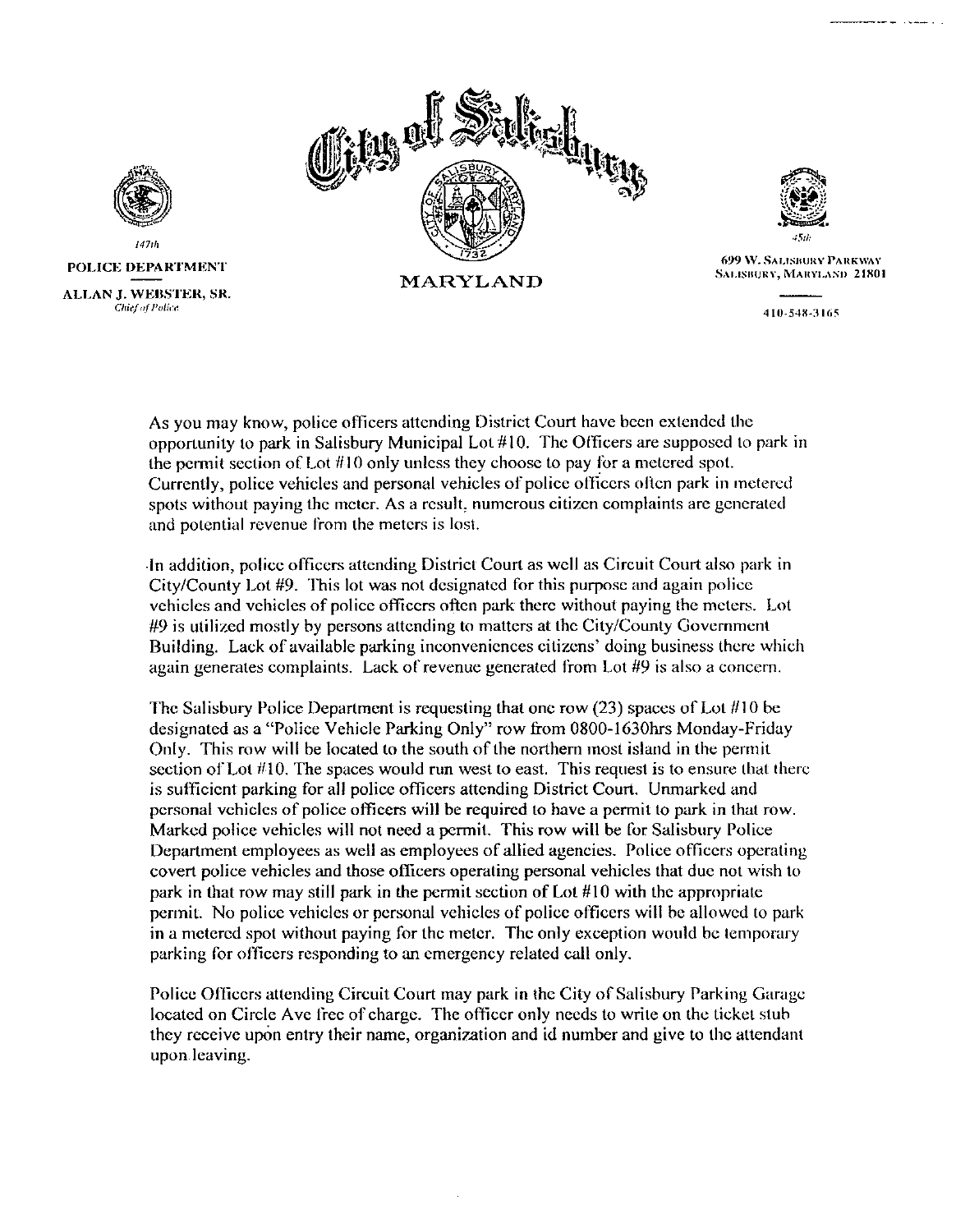**City of Salisbury**

**MARYLAND**

*147th*

**POLICE DEPARTMENT**

**ALLAN J. WEBSTER, SR.**
*Chief of Police*

*45th*

699 W. SALISBURY PARKWAY
SALISBURY, MARYLAND 21801

410-548-3165

As you may know, police officers attending District Court have been extended the opportunity to park in Salisbury Municipal Lot #10. The Officers are supposed to park in the permit section of Lot #10 only unless they choose to pay for a metered spot. Currently, police vehicles and personal vehicles of police officers often park in metered spots without paying the meter. As a result, numerous citizen complaints are generated and potential revenue from the meters is lost.

In addition, police officers attending District Court as well as Circuit Court also park in City/County Lot #9. This lot was not designated for this purpose and again police vehicles and vehicles of police officers often park there without paying the meters. Lot #9 is utilized mostly by persons attending to matters at the City/County Government Building. Lack of available parking inconveniences citizens' doing business there which again generates complaints. Lack of revenue generated from Lot #9 is also a concern.

The Salisbury Police Department is requesting that one row (23) spaces of Lot #10 be designated as a "Police Vehicle Parking Only" row from 0800-1630hrs Monday-Friday Only. This row will be located to the south of the northern most island in the permit section of Lot #10. The spaces would run west to east. This request is to ensure that there is sufficient parking for all police officers attending District Court. Unmarked and personal vehicles of police officers will be required to have a permit to park in that row. Marked police vehicles will not need a permit. This row will be for Salisbury Police Department employees as well as employees of allied agencies. Police officers operating covert police vehicles and those officers operating personal vehicles that due not wish to park in that row may still park in the permit section of Lot #10 with the appropriate permit. No police vehicles or personal vehicles of police officers will be allowed to park in a metered spot without paying for the meter. The only exception would be temporary parking for officers responding to an emergency related call only.

Police Officers attending Circuit Court may park in the City of Salisbury Parking Garage located on Circle Ave free of charge. The officer only needs to write on the ticket stub they receive upon entry their name, organization and id number and give to the attendant upon leaving.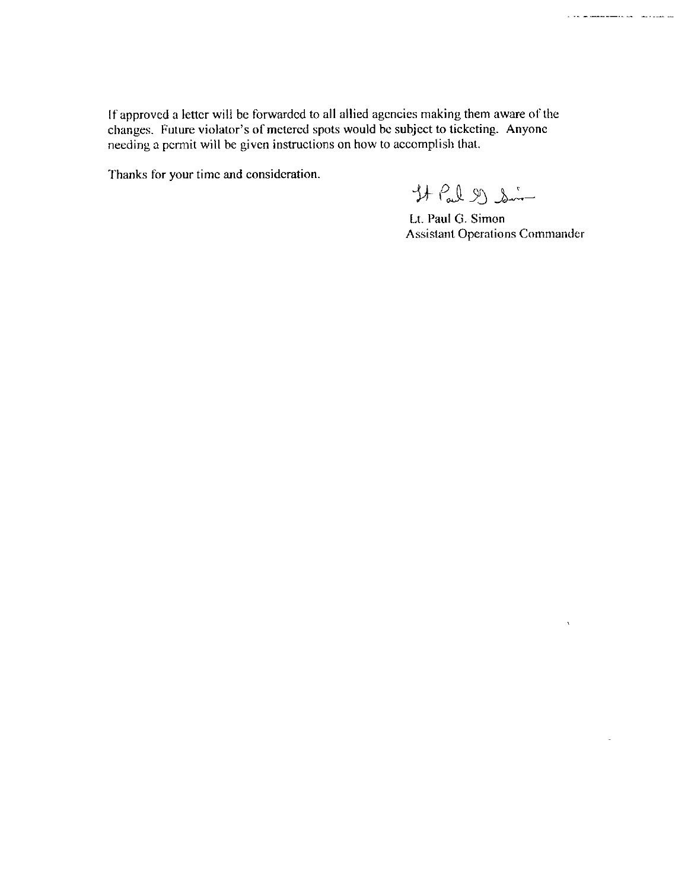If approved a letter will be forwarded to all allied agencies making them aware of the changes. Future violator's of metered spots would be subject to ticketing. Anyone needing a permit will be given instructions on how to accomplish that.

Thanks for your time and consideration.

Lt. Paul G. Simon
Assistant Operations Commander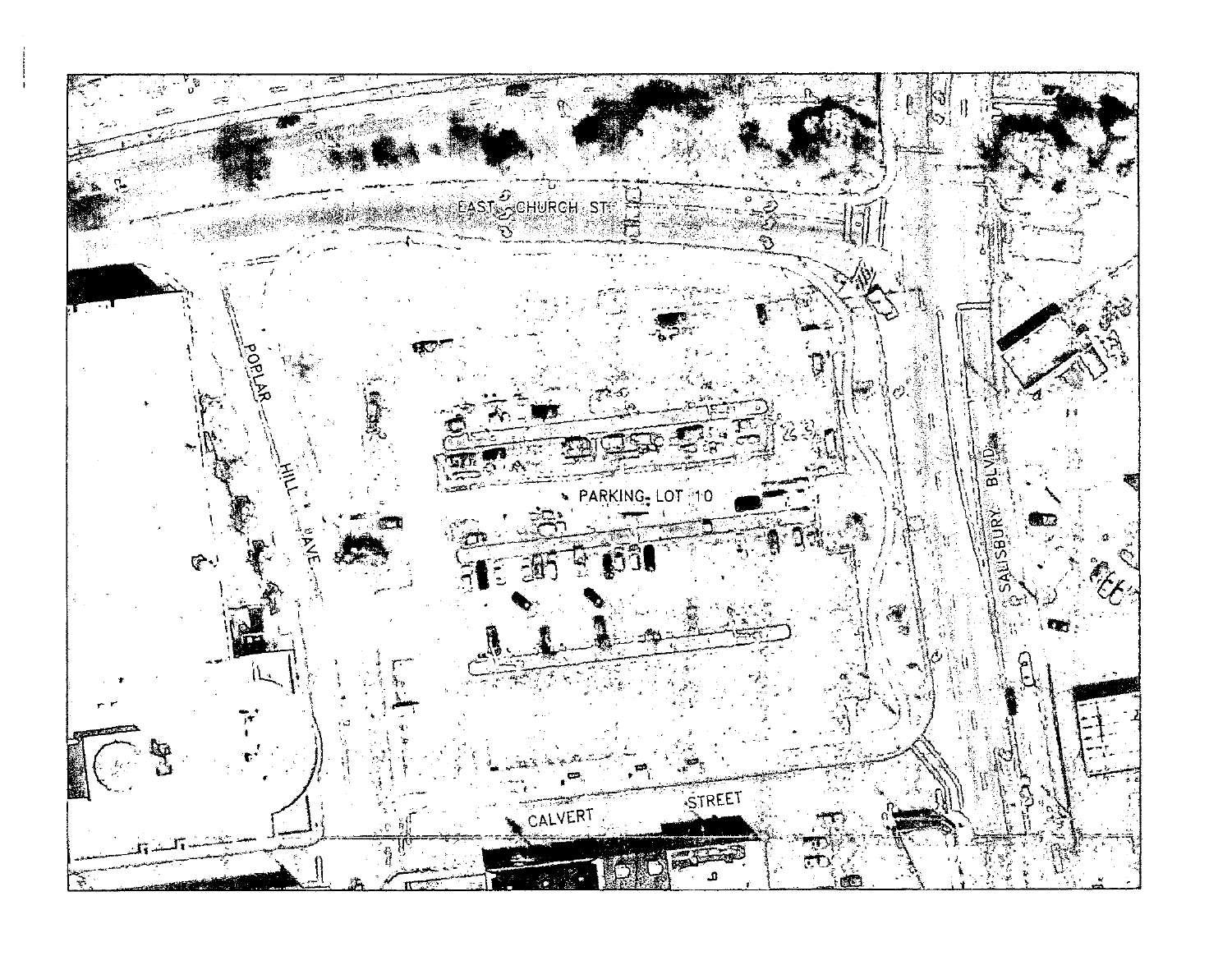EAST CHURCH ST

POPLAR HILL AVE

PARKING LOT 10

SALISBURY BLVD

CALVERT STREET